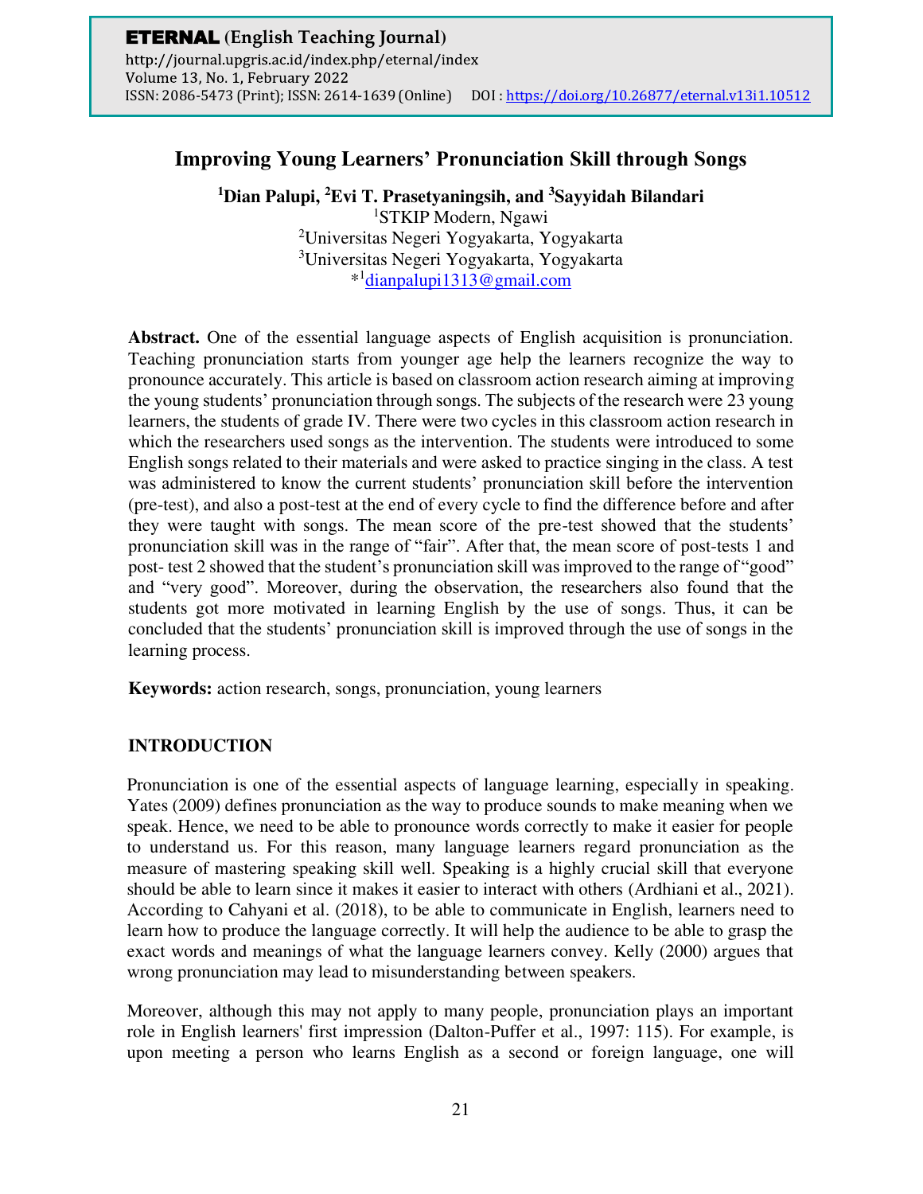# Improving Young Learners' Pronunciation Skill through Songs

**[1]Dian Palupi, [2]Evi T. Prasetyaningsih, and [3]Sayyidah Bilandari**

[1]STKIP Modern, Ngawi
[2]Universitas Negeri Yogyakarta, Yogyakarta
[3]Universitas Negeri Yogyakarta, Yogyakarta
*[1]dianpalupi1313@gmail.com

**Abstract.** One of the essential language aspects of English acquisition is pronunciation. Teaching pronunciation starts from younger age help the learners recognize the way to pronounce accurately. This article is based on classroom action research aiming at improving the young students' pronunciation through songs. The subjects of the research were 23 young learners, the students of grade IV. There were two cycles in this classroom action research in which the researchers used songs as the intervention. The students were introduced to some English songs related to their materials and were asked to practice singing in the class. A test was administered to know the current students' pronunciation skill before the intervention (pre-test), and also a post-test at the end of every cycle to find the difference before and after they were taught with songs. The mean score of the pre-test showed that the students' pronunciation skill was in the range of "fair". After that, the mean score of post-tests 1 and post- test 2 showed that the student's pronunciation skill was improved to the range of "good" and "very good". Moreover, during the observation, the researchers also found that the students got more motivated in learning English by the use of songs. Thus, it can be concluded that the students' pronunciation skill is improved through the use of songs in the learning process.

**Keywords:** action research, songs, pronunciation, young learners

## INTRODUCTION

Pronunciation is one of the essential aspects of language learning, especially in speaking. Yates (2009) defines pronunciation as the way to produce sounds to make meaning when we speak. Hence, we need to be able to pronounce words correctly to make it easier for people to understand us. For this reason, many language learners regard pronunciation as the measure of mastering speaking skill well. Speaking is a highly crucial skill that everyone should be able to learn since it makes it easier to interact with others (Ardhiani et al., 2021). According to Cahyani et al. (2018), to be able to communicate in English, learners need to learn how to produce the language correctly. It will help the audience to be able to grasp the exact words and meanings of what the language learners convey. Kelly (2000) argues that wrong pronunciation may lead to misunderstanding between speakers.

Moreover, although this may not apply to many people, pronunciation plays an important role in English learners' first impression (Dalton-Puffer et al., 1997: 115). For example, is upon meeting a person who learns English as a second or foreign language, one will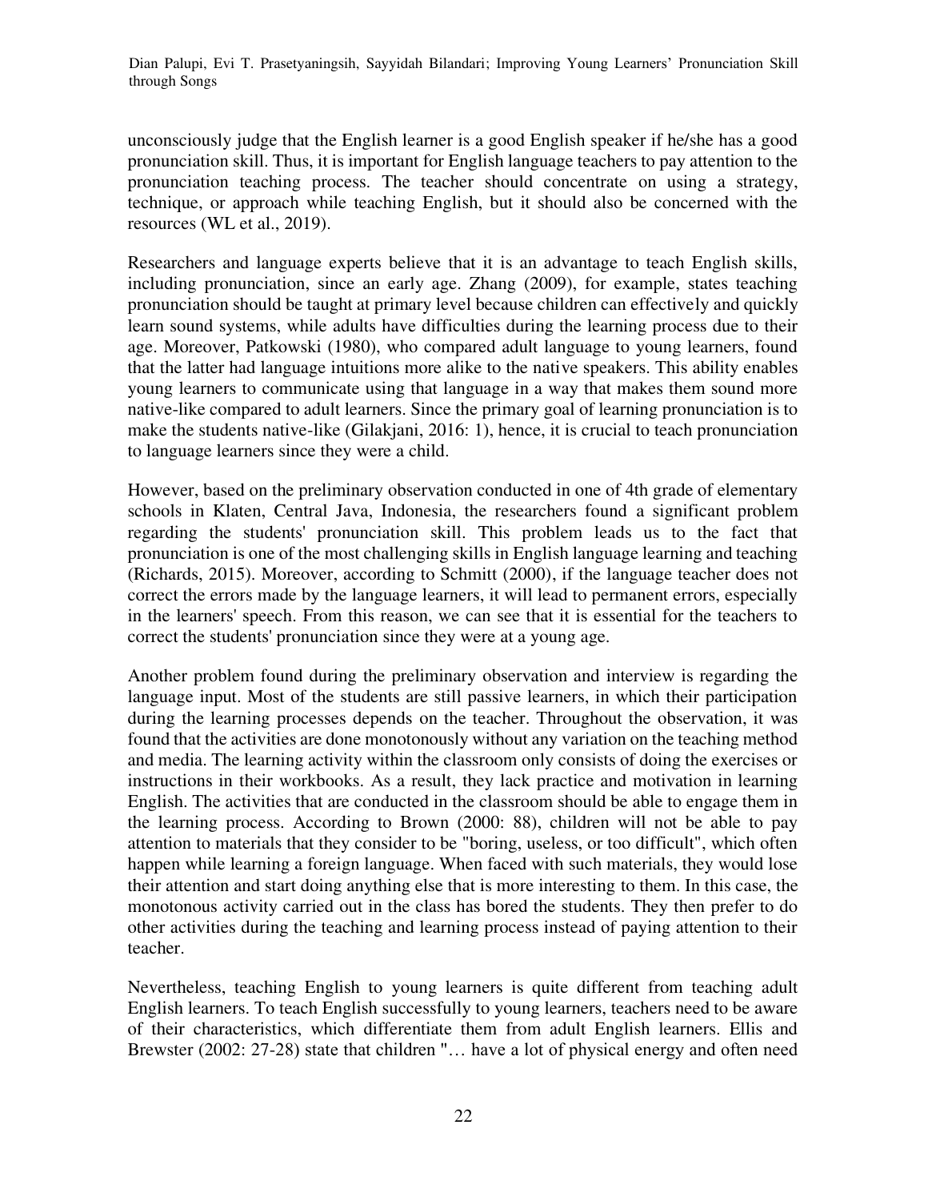unconsciously judge that the English learner is a good English speaker if he/she has a good pronunciation skill. Thus, it is important for English language teachers to pay attention to the pronunciation teaching process. The teacher should concentrate on using a strategy, technique, or approach while teaching English, but it should also be concerned with the resources (WL et al., 2019).

Researchers and language experts believe that it is an advantage to teach English skills, including pronunciation, since an early age. Zhang (2009), for example, states teaching pronunciation should be taught at primary level because children can effectively and quickly learn sound systems, while adults have difficulties during the learning process due to their age. Moreover, Patkowski (1980), who compared adult language to young learners, found that the latter had language intuitions more alike to the native speakers. This ability enables young learners to communicate using that language in a way that makes them sound more native-like compared to adult learners. Since the primary goal of learning pronunciation is to make the students native-like (Gilakjani, 2016: 1), hence, it is crucial to teach pronunciation to language learners since they were a child.

However, based on the preliminary observation conducted in one of 4th grade of elementary schools in Klaten, Central Java, Indonesia, the researchers found a significant problem regarding the students' pronunciation skill. This problem leads us to the fact that pronunciation is one of the most challenging skills in English language learning and teaching (Richards, 2015). Moreover, according to Schmitt (2000), if the language teacher does not correct the errors made by the language learners, it will lead to permanent errors, especially in the learners' speech. From this reason, we can see that it is essential for the teachers to correct the students' pronunciation since they were at a young age.

Another problem found during the preliminary observation and interview is regarding the language input. Most of the students are still passive learners, in which their participation during the learning processes depends on the teacher. Throughout the observation, it was found that the activities are done monotonously without any variation on the teaching method and media. The learning activity within the classroom only consists of doing the exercises or instructions in their workbooks. As a result, they lack practice and motivation in learning English. The activities that are conducted in the classroom should be able to engage them in the learning process. According to Brown (2000: 88), children will not be able to pay attention to materials that they consider to be "boring, useless, or too difficult", which often happen while learning a foreign language. When faced with such materials, they would lose their attention and start doing anything else that is more interesting to them. In this case, the monotonous activity carried out in the class has bored the students. They then prefer to do other activities during the teaching and learning process instead of paying attention to their teacher.

Nevertheless, teaching English to young learners is quite different from teaching adult English learners. To teach English successfully to young learners, teachers need to be aware of their characteristics, which differentiate them from adult English learners. Ellis and Brewster (2002: 27-28) state that children "… have a lot of physical energy and often need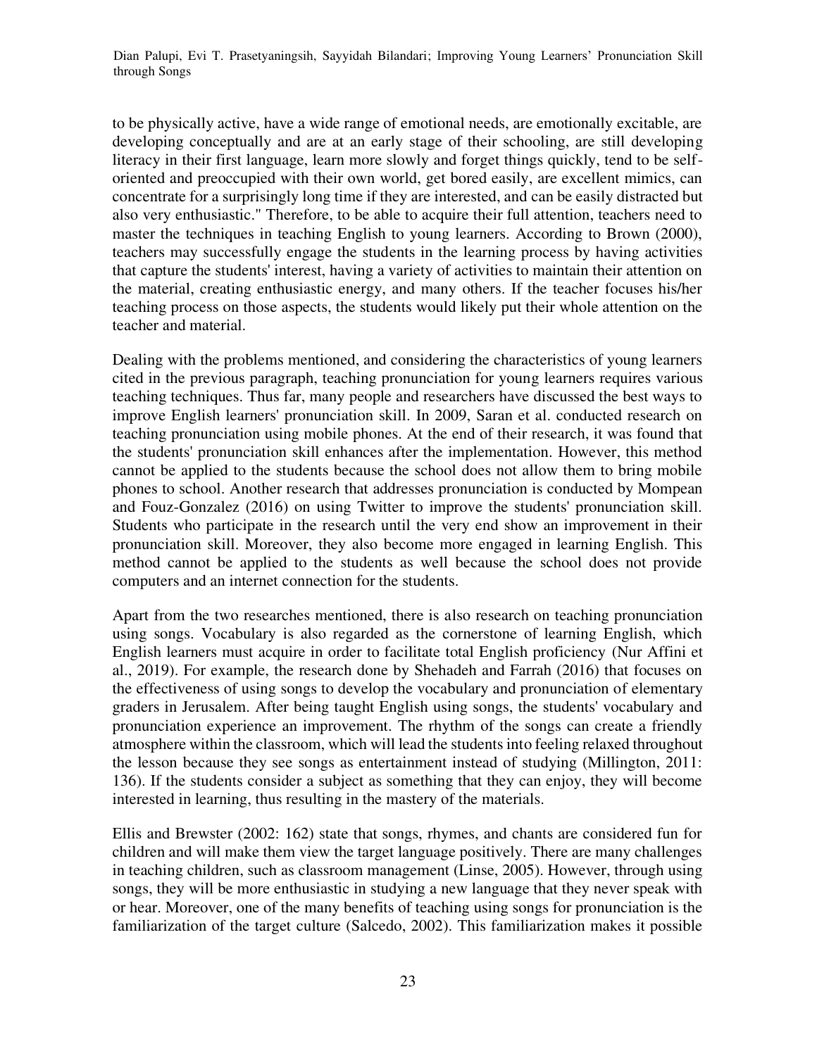to be physically active, have a wide range of emotional needs, are emotionally excitable, are developing conceptually and are at an early stage of their schooling, are still developing literacy in their first language, learn more slowly and forget things quickly, tend to be self-oriented and preoccupied with their own world, get bored easily, are excellent mimics, can concentrate for a surprisingly long time if they are interested, and can be easily distracted but also very enthusiastic." Therefore, to be able to acquire their full attention, teachers need to master the techniques in teaching English to young learners. According to Brown (2000), teachers may successfully engage the students in the learning process by having activities that capture the students' interest, having a variety of activities to maintain their attention on the material, creating enthusiastic energy, and many others. If the teacher focuses his/her teaching process on those aspects, the students would likely put their whole attention on the teacher and material.

Dealing with the problems mentioned, and considering the characteristics of young learners cited in the previous paragraph, teaching pronunciation for young learners requires various teaching techniques. Thus far, many people and researchers have discussed the best ways to improve English learners' pronunciation skill. In 2009, Saran et al. conducted research on teaching pronunciation using mobile phones. At the end of their research, it was found that the students' pronunciation skill enhances after the implementation. However, this method cannot be applied to the students because the school does not allow them to bring mobile phones to school. Another research that addresses pronunciation is conducted by Mompean and Fouz-Gonzalez (2016) on using Twitter to improve the students' pronunciation skill. Students who participate in the research until the very end show an improvement in their pronunciation skill. Moreover, they also become more engaged in learning English. This method cannot be applied to the students as well because the school does not provide computers and an internet connection for the students.

Apart from the two researches mentioned, there is also research on teaching pronunciation using songs. Vocabulary is also regarded as the cornerstone of learning English, which English learners must acquire in order to facilitate total English proficiency (Nur Affini et al., 2019). For example, the research done by Shehadeh and Farrah (2016) that focuses on the effectiveness of using songs to develop the vocabulary and pronunciation of elementary graders in Jerusalem. After being taught English using songs, the students' vocabulary and pronunciation experience an improvement. The rhythm of the songs can create a friendly atmosphere within the classroom, which will lead the students into feeling relaxed throughout the lesson because they see songs as entertainment instead of studying (Millington, 2011: 136). If the students consider a subject as something that they can enjoy, they will become interested in learning, thus resulting in the mastery of the materials.

Ellis and Brewster (2002: 162) state that songs, rhymes, and chants are considered fun for children and will make them view the target language positively. There are many challenges in teaching children, such as classroom management (Linse, 2005). However, through using songs, they will be more enthusiastic in studying a new language that they never speak with or hear. Moreover, one of the many benefits of teaching using songs for pronunciation is the familiarization of the target culture (Salcedo, 2002). This familiarization makes it possible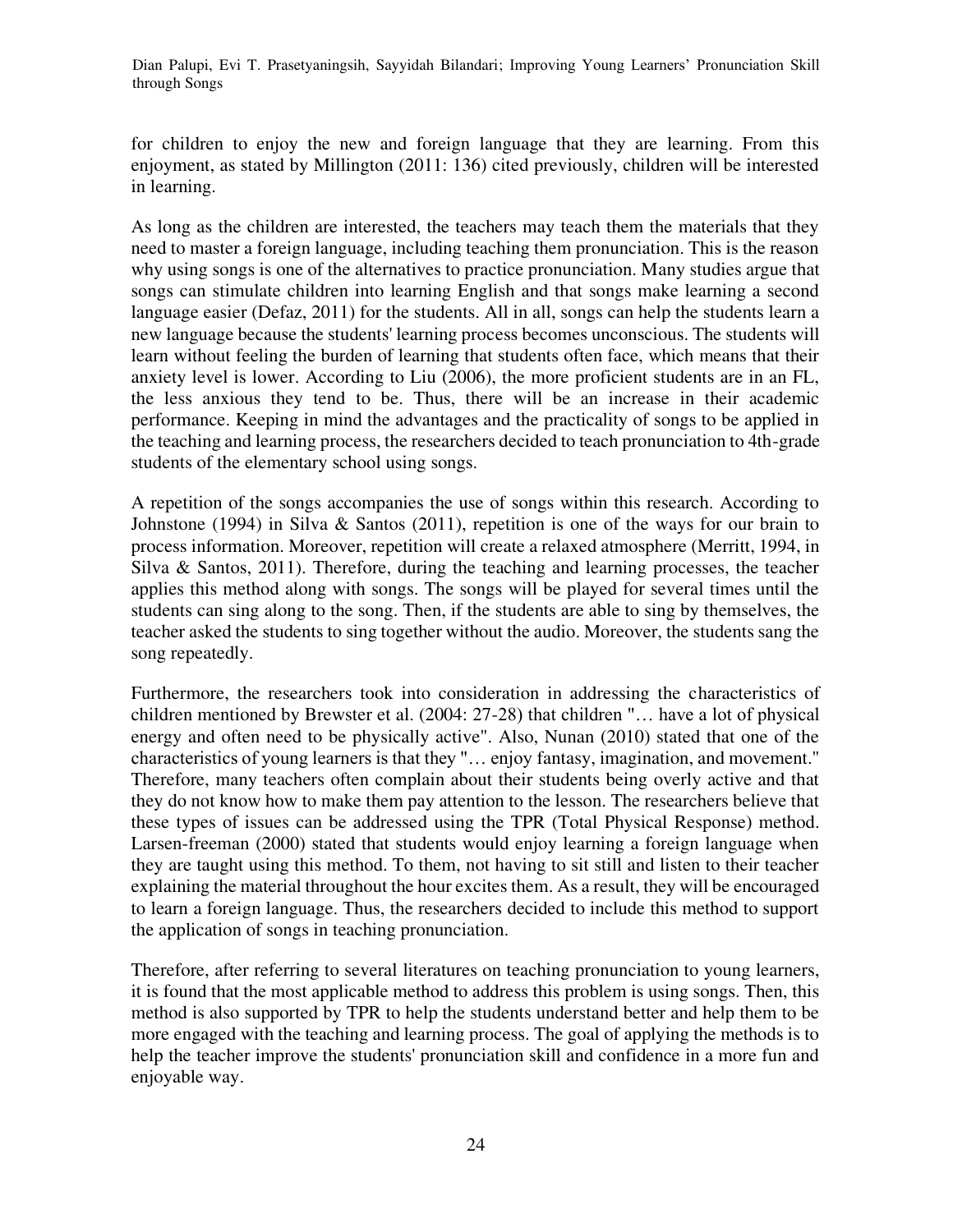for children to enjoy the new and foreign language that they are learning. From this enjoyment, as stated by Millington (2011: 136) cited previously, children will be interested in learning.

As long as the children are interested, the teachers may teach them the materials that they need to master a foreign language, including teaching them pronunciation. This is the reason why using songs is one of the alternatives to practice pronunciation. Many studies argue that songs can stimulate children into learning English and that songs make learning a second language easier (Defaz, 2011) for the students. All in all, songs can help the students learn a new language because the students' learning process becomes unconscious. The students will learn without feeling the burden of learning that students often face, which means that their anxiety level is lower. According to Liu (2006), the more proficient students are in an FL, the less anxious they tend to be. Thus, there will be an increase in their academic performance. Keeping in mind the advantages and the practicality of songs to be applied in the teaching and learning process, the researchers decided to teach pronunciation to 4th-grade students of the elementary school using songs.

A repetition of the songs accompanies the use of songs within this research. According to Johnstone (1994) in Silva & Santos (2011), repetition is one of the ways for our brain to process information. Moreover, repetition will create a relaxed atmosphere (Merritt, 1994, in Silva & Santos, 2011). Therefore, during the teaching and learning processes, the teacher applies this method along with songs. The songs will be played for several times until the students can sing along to the song. Then, if the students are able to sing by themselves, the teacher asked the students to sing together without the audio. Moreover, the students sang the song repeatedly.

Furthermore, the researchers took into consideration in addressing the characteristics of children mentioned by Brewster et al. (2004: 27-28) that children "… have a lot of physical energy and often need to be physically active". Also, Nunan (2010) stated that one of the characteristics of young learners is that they "… enjoy fantasy, imagination, and movement." Therefore, many teachers often complain about their students being overly active and that they do not know how to make them pay attention to the lesson. The researchers believe that these types of issues can be addressed using the TPR (Total Physical Response) method. Larsen-freeman (2000) stated that students would enjoy learning a foreign language when they are taught using this method. To them, not having to sit still and listen to their teacher explaining the material throughout the hour excites them. As a result, they will be encouraged to learn a foreign language. Thus, the researchers decided to include this method to support the application of songs in teaching pronunciation.

Therefore, after referring to several literatures on teaching pronunciation to young learners, it is found that the most applicable method to address this problem is using songs. Then, this method is also supported by TPR to help the students understand better and help them to be more engaged with the teaching and learning process. The goal of applying the methods is to help the teacher improve the students' pronunciation skill and confidence in a more fun and enjoyable way.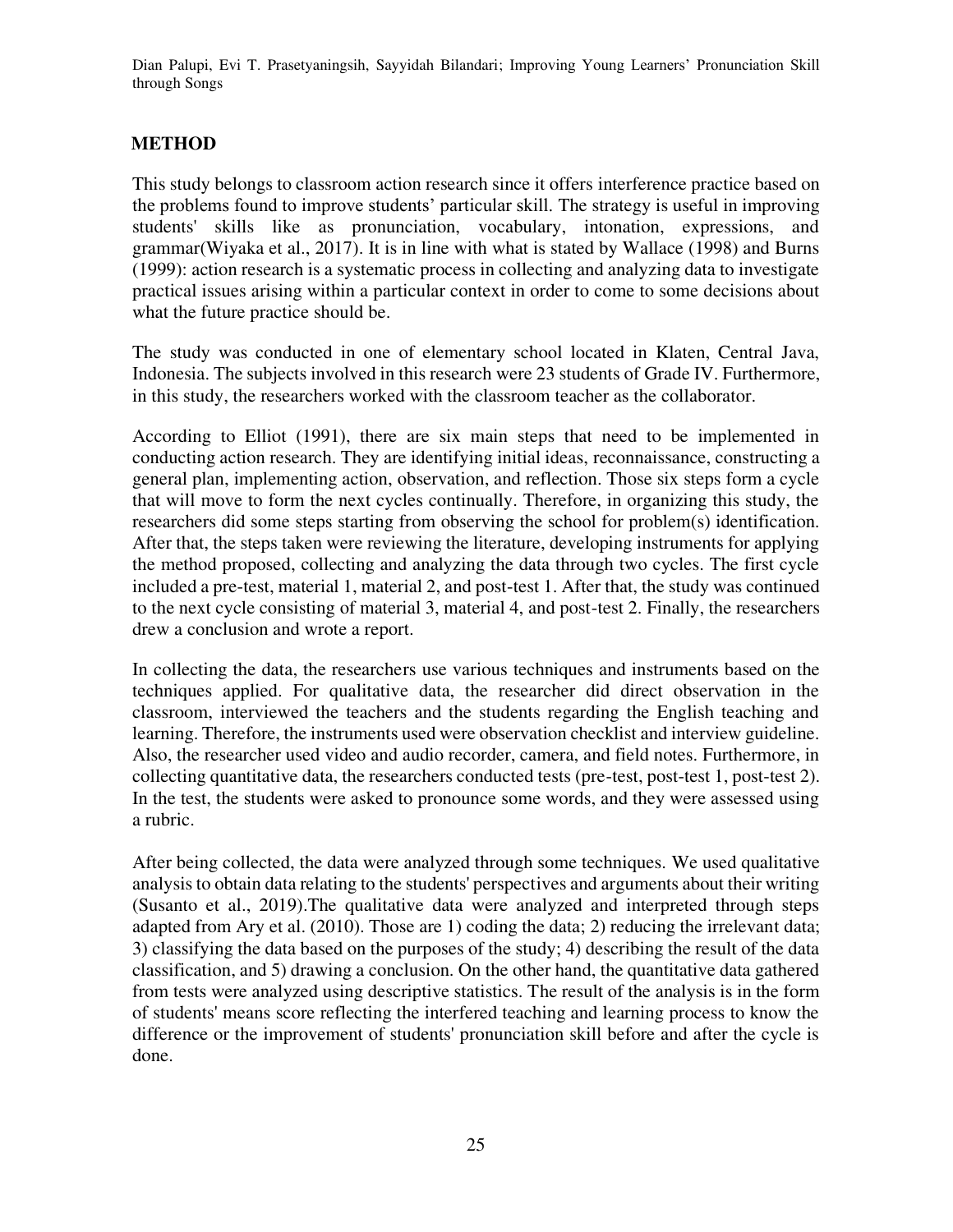## METHOD

This study belongs to classroom action research since it offers interference practice based on the problems found to improve students' particular skill. The strategy is useful in improving students' skills like as pronunciation, vocabulary, intonation, expressions, and grammar(Wiyaka et al., 2017). It is in line with what is stated by Wallace (1998) and Burns (1999): action research is a systematic process in collecting and analyzing data to investigate practical issues arising within a particular context in order to come to some decisions about what the future practice should be.

The study was conducted in one of elementary school located in Klaten, Central Java, Indonesia. The subjects involved in this research were 23 students of Grade IV. Furthermore, in this study, the researchers worked with the classroom teacher as the collaborator.

According to Elliot (1991), there are six main steps that need to be implemented in conducting action research. They are identifying initial ideas, reconnaissance, constructing a general plan, implementing action, observation, and reflection. Those six steps form a cycle that will move to form the next cycles continually. Therefore, in organizing this study, the researchers did some steps starting from observing the school for problem(s) identification. After that, the steps taken were reviewing the literature, developing instruments for applying the method proposed, collecting and analyzing the data through two cycles. The first cycle included a pre-test, material 1, material 2, and post-test 1. After that, the study was continued to the next cycle consisting of material 3, material 4, and post-test 2. Finally, the researchers drew a conclusion and wrote a report.

In collecting the data, the researchers use various techniques and instruments based on the techniques applied. For qualitative data, the researcher did direct observation in the classroom, interviewed the teachers and the students regarding the English teaching and learning. Therefore, the instruments used were observation checklist and interview guideline. Also, the researcher used video and audio recorder, camera, and field notes. Furthermore, in collecting quantitative data, the researchers conducted tests (pre-test, post-test 1, post-test 2). In the test, the students were asked to pronounce some words, and they were assessed using a rubric.

After being collected, the data were analyzed through some techniques. We used qualitative analysis to obtain data relating to the students' perspectives and arguments about their writing (Susanto et al., 2019).The qualitative data were analyzed and interpreted through steps adapted from Ary et al. (2010). Those are 1) coding the data; 2) reducing the irrelevant data; 3) classifying the data based on the purposes of the study; 4) describing the result of the data classification, and 5) drawing a conclusion. On the other hand, the quantitative data gathered from tests were analyzed using descriptive statistics. The result of the analysis is in the form of students' means score reflecting the interfered teaching and learning process to know the difference or the improvement of students' pronunciation skill before and after the cycle is done.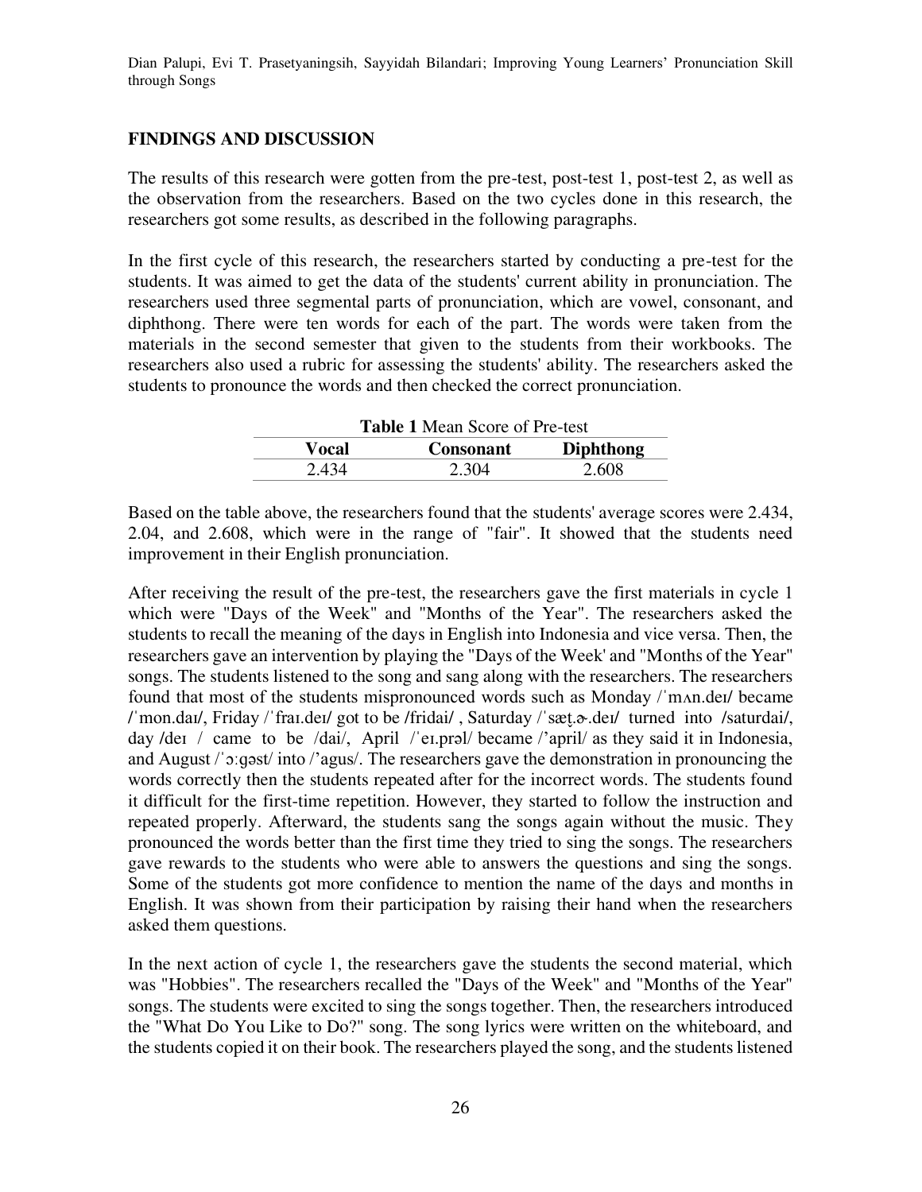## FINDINGS AND DISCUSSION

The results of this research were gotten from the pre-test, post-test 1, post-test 2, as well as the observation from the researchers. Based on the two cycles done in this research, the researchers got some results, as described in the following paragraphs.

In the first cycle of this research, the researchers started by conducting a pre-test for the students. It was aimed to get the data of the students' current ability in pronunciation. The researchers used three segmental parts of pronunciation, which are vowel, consonant, and diphthong. There were ten words for each of the part. The words were taken from the materials in the second semester that given to the students from their workbooks. The researchers also used a rubric for assessing the students' ability. The researchers asked the students to pronounce the words and then checked the correct pronunciation.

**Table 1** Mean Score of Pre-test

| Vocal | Consonant | Diphthong |
|---|---|---|
| 2.434 | 2.304 | 2.608 |

Based on the table above, the researchers found that the students' average scores were 2.434, 2.04, and 2.608, which were in the range of "fair". It showed that the students need improvement in their English pronunciation.

After receiving the result of the pre-test, the researchers gave the first materials in cycle 1 which were "Days of the Week" and "Months of the Year". The researchers asked the students to recall the meaning of the days in English into Indonesia and vice versa. Then, the researchers gave an intervention by playing the "Days of the Week' and "Months of the Year" songs. The students listened to the song and sang along with the researchers. The researchers found that most of the students mispronounced words such as Monday /ˈmʌn.deɪ/ became /ˈmon.daɪ/, Friday /ˈfraɪ.deɪ/ got to be /fridai/ , Saturday /ˈsæt̬.ɚ.deɪ/ turned into /saturdai/, day /deɪ / came to be /dai/, April /ˈeɪ.prəl/ became /'april/ as they said it in Indonesia, and August /ˈɔːɡəst/ into /'agus/. The researchers gave the demonstration in pronouncing the words correctly then the students repeated after for the incorrect words. The students found it difficult for the first-time repetition. However, they started to follow the instruction and repeated properly. Afterward, the students sang the songs again without the music. They pronounced the words better than the first time they tried to sing the songs. The researchers gave rewards to the students who were able to answers the questions and sing the songs. Some of the students got more confidence to mention the name of the days and months in English. It was shown from their participation by raising their hand when the researchers asked them questions.

In the next action of cycle 1, the researchers gave the students the second material, which was "Hobbies". The researchers recalled the "Days of the Week" and "Months of the Year" songs. The students were excited to sing the songs together. Then, the researchers introduced the "What Do You Like to Do?" song. The song lyrics were written on the whiteboard, and the students copied it on their book. The researchers played the song, and the students listened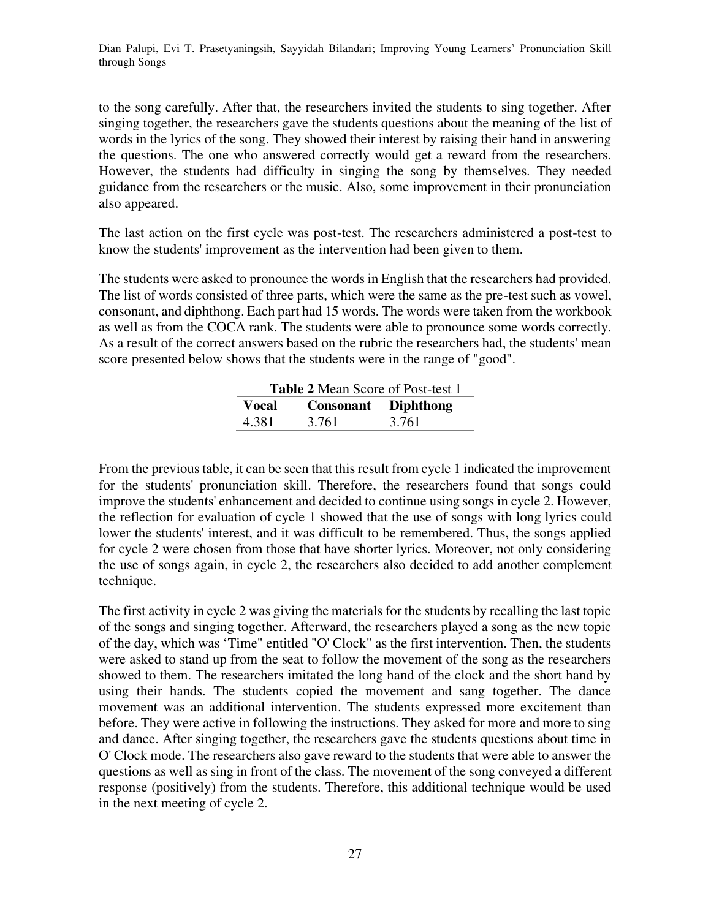to the song carefully. After that, the researchers invited the students to sing together. After singing together, the researchers gave the students questions about the meaning of the list of words in the lyrics of the song. They showed their interest by raising their hand in answering the questions. The one who answered correctly would get a reward from the researchers. However, the students had difficulty in singing the song by themselves. They needed guidance from the researchers or the music. Also, some improvement in their pronunciation also appeared.

The last action on the first cycle was post-test. The researchers administered a post-test to know the students' improvement as the intervention had been given to them.

The students were asked to pronounce the words in English that the researchers had provided. The list of words consisted of three parts, which were the same as the pre-test such as vowel, consonant, and diphthong. Each part had 15 words. The words were taken from the workbook as well as from the COCA rank. The students were able to pronounce some words correctly. As a result of the correct answers based on the rubric the researchers had, the students' mean score presented below shows that the students were in the range of "good".

**Table 2** Mean Score of Post-test 1

| Vocal | Consonant | Diphthong |
| --- | --- | --- |
| 4.381 | 3.761 | 3.761 |

From the previous table, it can be seen that this result from cycle 1 indicated the improvement for the students' pronunciation skill. Therefore, the researchers found that songs could improve the students' enhancement and decided to continue using songs in cycle 2. However, the reflection for evaluation of cycle 1 showed that the use of songs with long lyrics could lower the students' interest, and it was difficult to be remembered. Thus, the songs applied for cycle 2 were chosen from those that have shorter lyrics. Moreover, not only considering the use of songs again, in cycle 2, the researchers also decided to add another complement technique.

The first activity in cycle 2 was giving the materials for the students by recalling the last topic of the songs and singing together. Afterward, the researchers played a song as the new topic of the day, which was 'Time" entitled "O' Clock" as the first intervention. Then, the students were asked to stand up from the seat to follow the movement of the song as the researchers showed to them. The researchers imitated the long hand of the clock and the short hand by using their hands. The students copied the movement and sang together. The dance movement was an additional intervention. The students expressed more excitement than before. They were active in following the instructions. They asked for more and more to sing and dance. After singing together, the researchers gave the students questions about time in O' Clock mode. The researchers also gave reward to the students that were able to answer the questions as well as sing in front of the class. The movement of the song conveyed a different response (positively) from the students. Therefore, this additional technique would be used in the next meeting of cycle 2.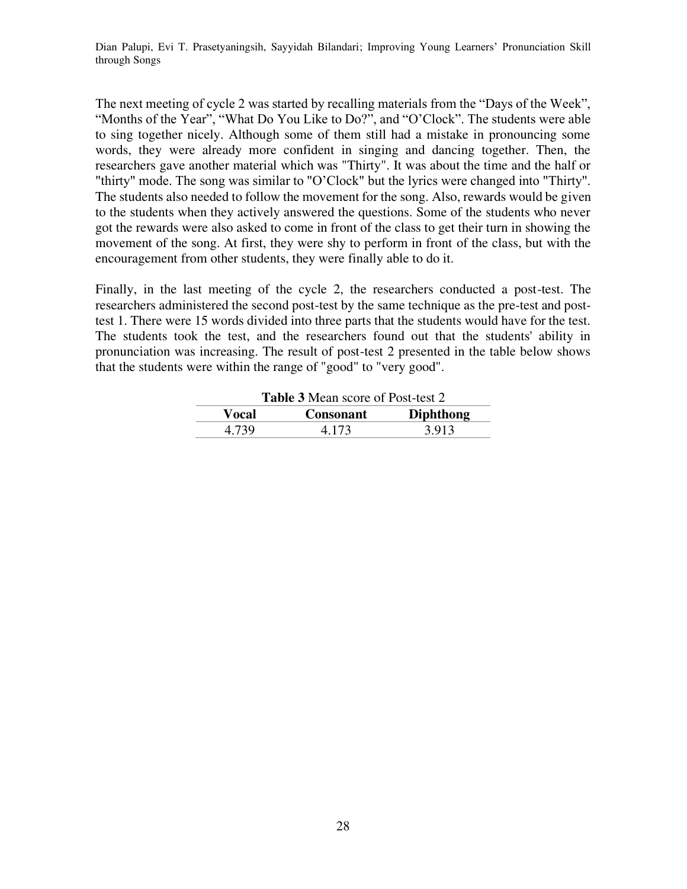The next meeting of cycle 2 was started by recalling materials from the "Days of the Week", "Months of the Year", "What Do You Like to Do?", and "O'Clock". The students were able to sing together nicely. Although some of them still had a mistake in pronouncing some words, they were already more confident in singing and dancing together. Then, the researchers gave another material which was "Thirty". It was about the time and the half or "thirty" mode. The song was similar to "O'Clock" but the lyrics were changed into "Thirty". The students also needed to follow the movement for the song. Also, rewards would be given to the students when they actively answered the questions. Some of the students who never got the rewards were also asked to come in front of the class to get their turn in showing the movement of the song. At first, they were shy to perform in front of the class, but with the encouragement from other students, they were finally able to do it.

Finally, in the last meeting of the cycle 2, the researchers conducted a post-test. The researchers administered the second post-test by the same technique as the pre-test and post-test 1. There were 15 words divided into three parts that the students would have for the test. The students took the test, and the researchers found out that the students' ability in pronunciation was increasing. The result of post-test 2 presented in the table below shows that the students were within the range of "good" to "very good".

**Table 3** Mean score of Post-test 2

| Vocal | Consonant | Diphthong |
|---|---|---|
| 4.739 | 4.173 | 3.913 |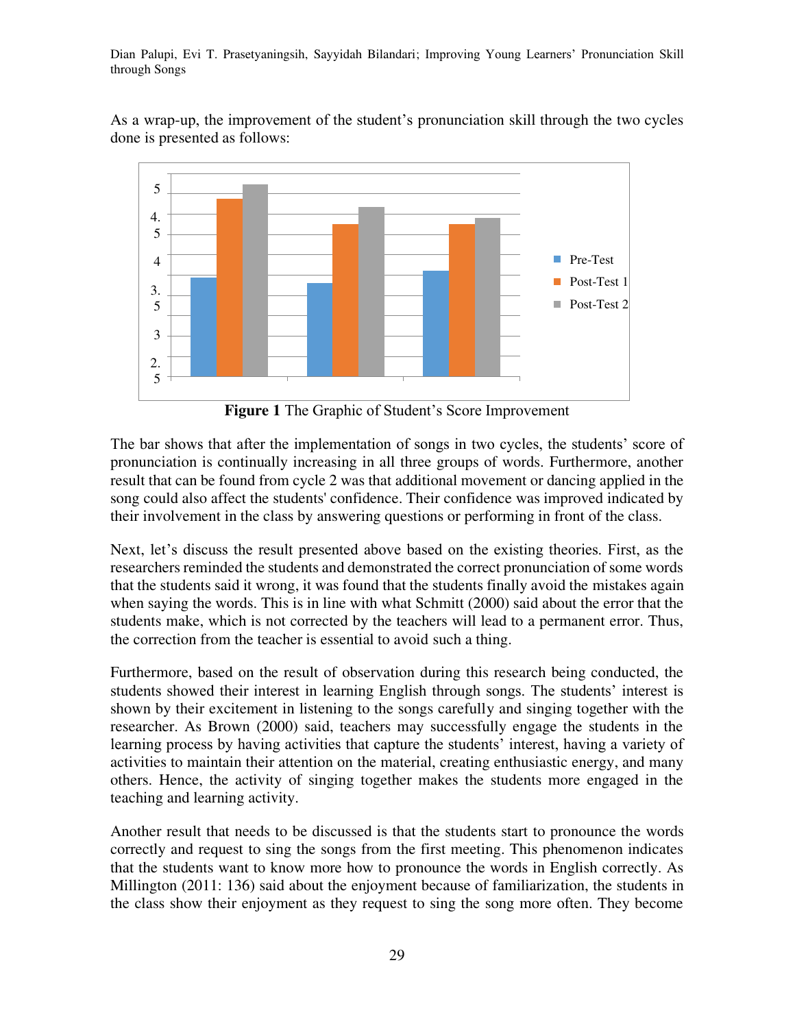As a wrap-up, the improvement of the student's pronunciation skill through the two cycles done is presented as follows:

**Figure 1** The Graphic of Student's Score Improvement

The bar shows that after the implementation of songs in two cycles, the students' score of pronunciation is continually increasing in all three groups of words. Furthermore, another result that can be found from cycle 2 was that additional movement or dancing applied in the song could also affect the students' confidence. Their confidence was improved indicated by their involvement in the class by answering questions or performing in front of the class.

Next, let's discuss the result presented above based on the existing theories. First, as the researchers reminded the students and demonstrated the correct pronunciation of some words that the students said it wrong, it was found that the students finally avoid the mistakes again when saying the words. This is in line with what Schmitt (2000) said about the error that the students make, which is not corrected by the teachers will lead to a permanent error. Thus, the correction from the teacher is essential to avoid such a thing.

Furthermore, based on the result of observation during this research being conducted, the students showed their interest in learning English through songs. The students' interest is shown by their excitement in listening to the songs carefully and singing together with the researcher. As Brown (2000) said, teachers may successfully engage the students in the learning process by having activities that capture the students' interest, having a variety of activities to maintain their attention on the material, creating enthusiastic energy, and many others. Hence, the activity of singing together makes the students more engaged in the teaching and learning activity.

Another result that needs to be discussed is that the students start to pronounce the words correctly and request to sing the songs from the first meeting. This phenomenon indicates that the students want to know more how to pronounce the words in English correctly. As Millington (2011: 136) said about the enjoyment because of familiarization, the students in the class show their enjoyment as they request to sing the song more often. They become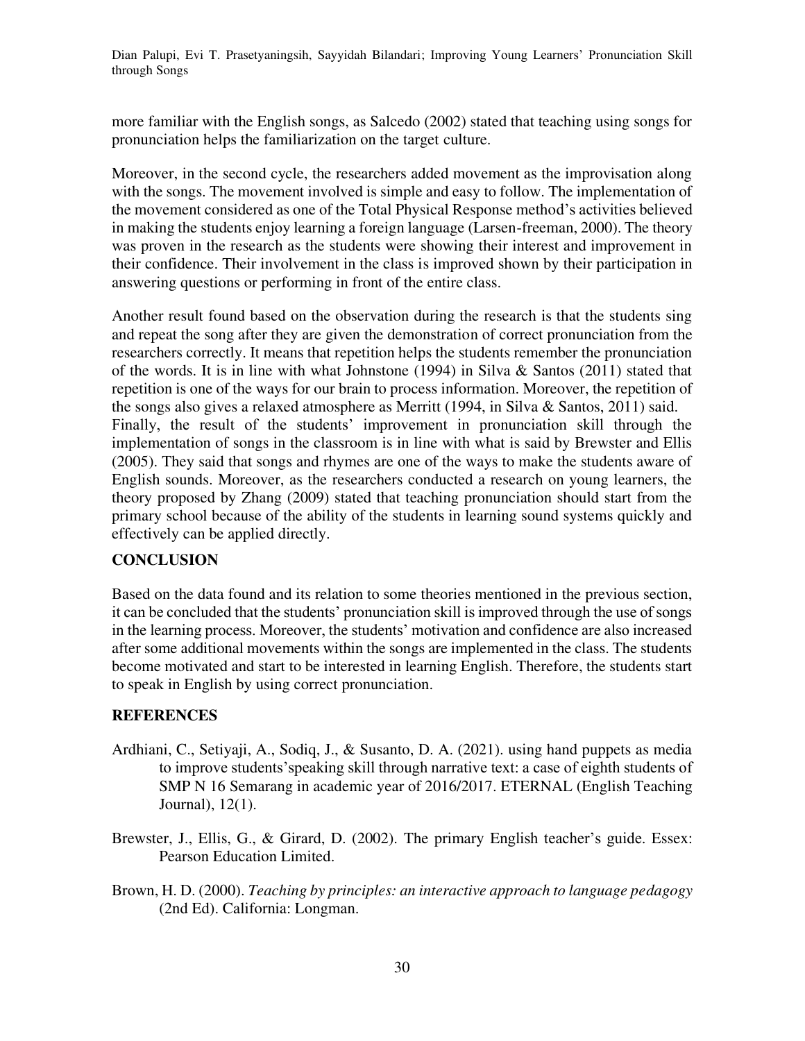more familiar with the English songs, as Salcedo (2002) stated that teaching using songs for pronunciation helps the familiarization on the target culture.

Moreover, in the second cycle, the researchers added movement as the improvisation along with the songs. The movement involved is simple and easy to follow. The implementation of the movement considered as one of the Total Physical Response method's activities believed in making the students enjoy learning a foreign language (Larsen-freeman, 2000). The theory was proven in the research as the students were showing their interest and improvement in their confidence. Their involvement in the class is improved shown by their participation in answering questions or performing in front of the entire class.

Another result found based on the observation during the research is that the students sing and repeat the song after they are given the demonstration of correct pronunciation from the researchers correctly. It means that repetition helps the students remember the pronunciation of the words. It is in line with what Johnstone (1994) in Silva & Santos (2011) stated that repetition is one of the ways for our brain to process information. Moreover, the repetition of the songs also gives a relaxed atmosphere as Merritt (1994, in Silva & Santos, 2011) said.
Finally, the result of the students' improvement in pronunciation skill through the implementation of songs in the classroom is in line with what is said by Brewster and Ellis (2005). They said that songs and rhymes are one of the ways to make the students aware of English sounds. Moreover, as the researchers conducted a research on young learners, the theory proposed by Zhang (2009) stated that teaching pronunciation should start from the primary school because of the ability of the students in learning sound systems quickly and effectively can be applied directly.

## CONCLUSION

Based on the data found and its relation to some theories mentioned in the previous section, it can be concluded that the students' pronunciation skill is improved through the use of songs in the learning process. Moreover, the students' motivation and confidence are also increased after some additional movements within the songs are implemented in the class. The students become motivated and start to be interested in learning English. Therefore, the students start to speak in English by using correct pronunciation.

## REFERENCES

Ardhiani, C., Setiyaji, A., Sodiq, J., & Susanto, D. A. (2021). using hand puppets as media to improve students'speaking skill through narrative text: a case of eighth students of SMP N 16 Semarang in academic year of 2016/2017. ETERNAL (English Teaching Journal), 12(1).

Brewster, J., Ellis, G., & Girard, D. (2002). The primary English teacher's guide. Essex: Pearson Education Limited.

Brown, H. D. (2000). *Teaching by principles: an interactive approach to language pedagogy* (2nd Ed). California: Longman.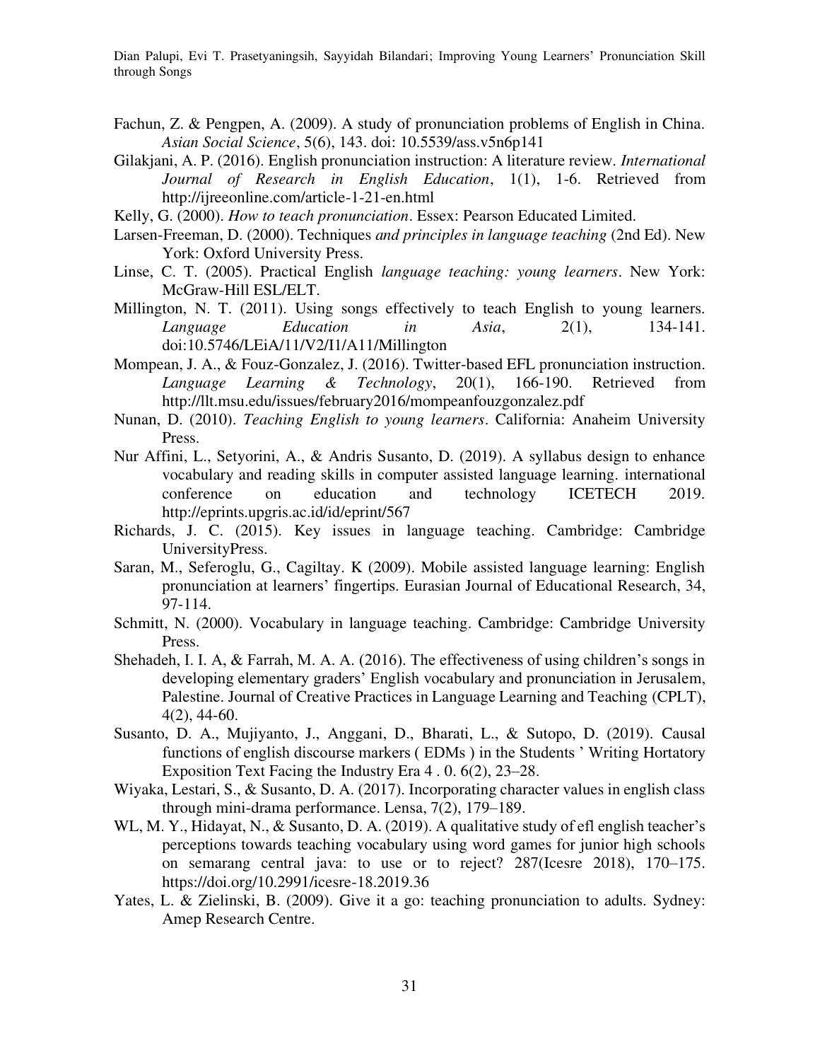Fachun, Z. & Pengpen, A. (2009). A study of pronunciation problems of English in China. *Asian Social Science*, 5(6), 143. doi: 10.5539/ass.v5n6p141

Gilakjani, A. P. (2016). English pronunciation instruction: A literature review. *International Journal of Research in English Education*, 1(1), 1-6. Retrieved from http://ijreeonline.com/article-1-21-en.html

Kelly, G. (2000). *How to teach pronunciation*. Essex: Pearson Educated Limited.

Larsen-Freeman, D. (2000). Techniques *and principles in language teaching* (2nd Ed). New York: Oxford University Press.

Linse, C. T. (2005). Practical English *language teaching: young learners*. New York: McGraw-Hill ESL/ELT.

Millington, N. T. (2011). Using songs effectively to teach English to young learners. *Language Education in Asia*, 2(1), 134-141. doi:10.5746/LEiA/11/V2/I1/A11/Millington

Mompean, J. A., & Fouz-Gonzalez, J. (2016). Twitter-based EFL pronunciation instruction. *Language Learning & Technology*, 20(1), 166-190. Retrieved from http://llt.msu.edu/issues/february2016/mompeanfouzgonzalez.pdf

Nunan, D. (2010). *Teaching English to young learners*. California: Anaheim University Press.

Nur Affini, L., Setyorini, A., & Andris Susanto, D. (2019). A syllabus design to enhance vocabulary and reading skills in computer assisted language learning. international conference on education and technology ICETECH 2019. http://eprints.upgris.ac.id/id/eprint/567

Richards, J. C. (2015). Key issues in language teaching. Cambridge: Cambridge UniversityPress.

Saran, M., Seferoglu, G., Cagiltay. K (2009). Mobile assisted language learning: English pronunciation at learners' fingertips. Eurasian Journal of Educational Research, 34, 97-114.

Schmitt, N. (2000). Vocabulary in language teaching. Cambridge: Cambridge University Press.

Shehadeh, I. I. A, & Farrah, M. A. A. (2016). The effectiveness of using children's songs in developing elementary graders' English vocabulary and pronunciation in Jerusalem, Palestine. Journal of Creative Practices in Language Learning and Teaching (CPLT), 4(2), 44-60.

Susanto, D. A., Mujiyanto, J., Anggani, D., Bharati, L., & Sutopo, D. (2019). Causal functions of english discourse markers ( EDMs ) in the Students ' Writing Hortatory Exposition Text Facing the Industry Era 4 . 0. 6(2), 23–28.

Wiyaka, Lestari, S., & Susanto, D. A. (2017). Incorporating character values in english class through mini-drama performance. Lensa, 7(2), 179–189.

WL, M. Y., Hidayat, N., & Susanto, D. A. (2019). A qualitative study of efl english teacher's perceptions towards teaching vocabulary using word games for junior high schools on semarang central java: to use or to reject? 287(Icesre 2018), 170–175. https://doi.org/10.2991/icesre-18.2019.36

Yates, L. & Zielinski, B. (2009). Give it a go: teaching pronunciation to adults. Sydney: Amep Research Centre.